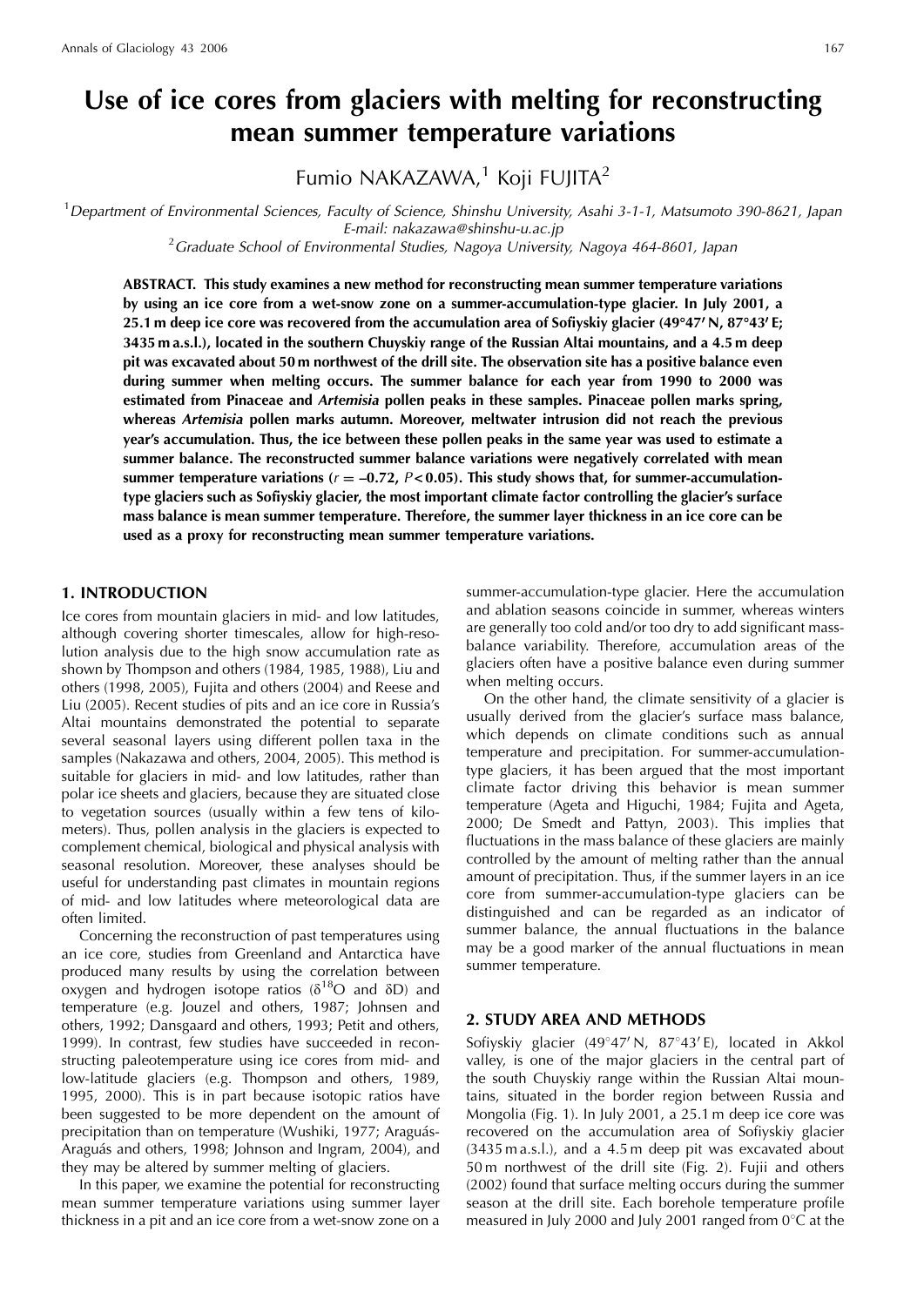# Use of ice cores from glaciers with melting for reconstructing mean summer temperature variations

Fumio NAKAZAWA,[1] Koji FUJITA[2]

[1]*Department of Environmental Sciences, Faculty of Science, Shinshu University, Asahi 3-1-1, Matsumoto 390-8621, Japan*
*E-mail: nakazawa@shinshu-u.ac.jp*

[2]*Graduate School of Environmental Studies, Nagoya University, Nagoya 464-8601, Japan*

**ABSTRACT. This study examines a new method for reconstructing mean summer temperature variations by using an ice core from a wet-snow zone on a summer-accumulation-type glacier. In July 2001, a 25.1 m deep ice core was recovered from the accumulation area of Sofiyskiy glacier (49°47′ N, 87°43′ E; 3435 m a.s.l.), located in the southern Chuyskiy range of the Russian Altai mountains, and a 4.5 m deep pit was excavated about 50 m northwest of the drill site. The observation site has a positive balance even during summer when melting occurs. The summer balance for each year from 1990 to 2000 was estimated from Pinaceae and *Artemisia* pollen peaks in these samples. Pinaceae pollen marks spring, whereas *Artemisia* pollen marks autumn. Moreover, meltwater intrusion did not reach the previous year's accumulation. Thus, the ice between these pollen peaks in the same year was used to estimate a summer balance. The reconstructed summer balance variations were negatively correlated with mean summer temperature variations ($r = -0.72$, $P < 0.05$). This study shows that, for summer-accumulation-type glaciers such as Sofiyskiy glacier, the most important climate factor controlling the glacier's surface mass balance is mean summer temperature. Therefore, the summer layer thickness in an ice core can be used as a proxy for reconstructing mean summer temperature variations.**

## 1. INTRODUCTION

Ice cores from mountain glaciers in mid- and low latitudes, although covering shorter timescales, allow for high-resolution analysis due to the high snow accumulation rate as shown by Thompson and others (1984, 1985, 1988), Liu and others (1998, 2005), Fujita and others (2004) and Reese and Liu (2005). Recent studies of pits and an ice core in Russia's Altai mountains demonstrated the potential to separate several seasonal layers using different pollen taxa in the samples (Nakazawa and others, 2004, 2005). This method is suitable for glaciers in mid- and low latitudes, rather than polar ice sheets and glaciers, because they are situated close to vegetation sources (usually within a few tens of kilometers). Thus, pollen analysis in the glaciers is expected to complement chemical, biological and physical analysis with seasonal resolution. Moreover, these analyses should be useful for understanding past climates in mountain regions of mid- and low latitudes where meteorological data are often limited.

Concerning the reconstruction of past temperatures using an ice core, studies from Greenland and Antarctica have produced many results by using the correlation between oxygen and hydrogen isotope ratios ($\delta^{18}O$ and $\delta D$) and temperature (e.g. Jouzel and others, 1987; Johnsen and others, 1992; Dansgaard and others, 1993; Petit and others, 1999). In contrast, few studies have succeeded in reconstructing paleotemperature using ice cores from mid- and low-latitude glaciers (e.g. Thompson and others, 1989, 1995, 2000). This is in part because isotopic ratios have been suggested to be more dependent on the amount of precipitation than on temperature (Wushiki, 1977; Araguás-Araguás and others, 1998; Johnson and Ingram, 2004), and they may be altered by summer melting of glaciers.

In this paper, we examine the potential for reconstructing mean summer temperature variations using summer layer thickness in a pit and an ice core from a wet-snow zone on a summer-accumulation-type glacier. Here the accumulation and ablation seasons coincide in summer, whereas winters are generally too cold and/or too dry to add significant mass-balance variability. Therefore, accumulation areas of the glaciers often have a positive balance even during summer when melting occurs.

On the other hand, the climate sensitivity of a glacier is usually derived from the glacier's surface mass balance, which depends on climate conditions such as annual temperature and precipitation. For summer-accumulation-type glaciers, it has been argued that the most important climate factor driving this behavior is mean summer temperature (Ageta and Higuchi, 1984; Fujita and Ageta, 2000; De Smedt and Pattyn, 2003). This implies that fluctuations in the mass balance of these glaciers are mainly controlled by the amount of melting rather than the annual amount of precipitation. Thus, if the summer layers in an ice core from summer-accumulation-type glaciers can be distinguished and can be regarded as an indicator of summer balance, the annual fluctuations in the balance may be a good marker of the annual fluctuations in mean summer temperature.

## 2. STUDY AREA AND METHODS

Sofiyskiy glacier (49°47′ N, 87°43′ E), located in Akkol valley, is one of the major glaciers in the central part of the south Chuyskiy range within the Russian Altai mountains, situated in the border region between Russia and Mongolia (Fig. 1). In July 2001, a 25.1 m deep ice core was recovered on the accumulation area of Sofiyskiy glacier (3435 m a.s.l.), and a 4.5 m deep pit was excavated about 50 m northwest of the drill site (Fig. 2). Fujii and others (2002) found that surface melting occurs during the summer season at the drill site. Each borehole temperature profile measured in July 2000 and July 2001 ranged from 0°C at the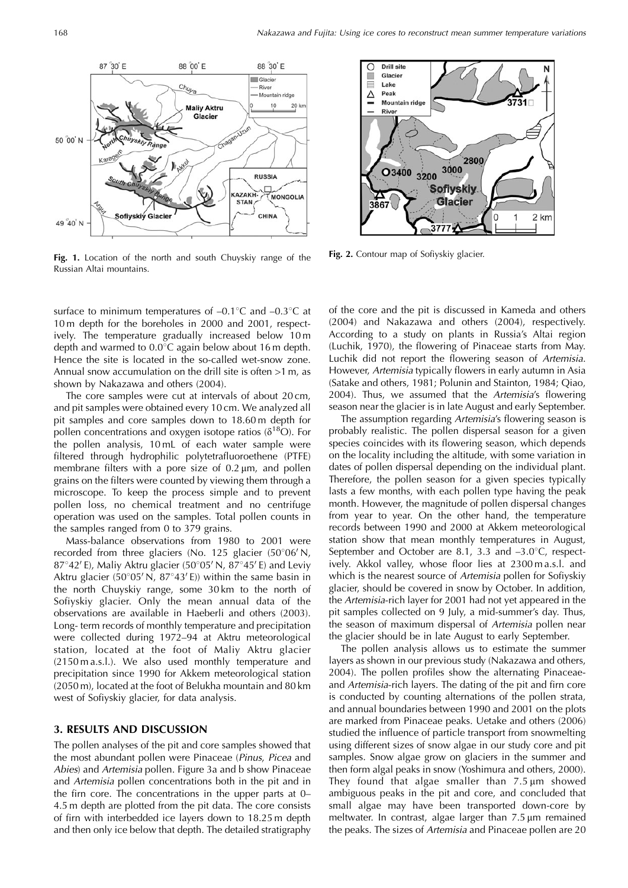Fig. 1. Location of the north and south Chuyskiy range of the Russian Altai mountains.

Fig. 2. Contour map of Sofiyskiy glacier.

surface to minimum temperatures of –0.1°C and –0.3°C at 10 m depth for the boreholes in 2000 and 2001, respectively. The temperature gradually increased below 10 m depth and warmed to 0.0°C again below about 16 m depth. Hence the site is located in the so-called wet-snow zone. Annual snow accumulation on the drill site is often >1 m, as shown by Nakazawa and others (2004).

The core samples were cut at intervals of about 20 cm, and pit samples were obtained every 10 cm. We analyzed all pit samples and core samples down to 18.60 m depth for pollen concentrations and oxygen isotope ratios ($\delta^{18}$O). For the pollen analysis, 10 mL of each water sample were filtered through hydrophilic polytetrafluoroethene (PTFE) membrane filters with a pore size of 0.2 μm, and pollen grains on the filters were counted by viewing them through a microscope. To keep the process simple and to prevent pollen loss, no chemical treatment and no centrifuge operation was used on the samples. Total pollen counts in the samples ranged from 0 to 379 grains.

Mass-balance observations from 1980 to 2001 were recorded from three glaciers (No. 125 glacier (50°06′ N, 87°42′ E), Maliy Aktru glacier (50°05′ N, 87°45′ E) and Leviy Aktru glacier (50°05′ N, 87°43′ E)) within the same basin in the north Chuyskiy range, some 30 km to the north of Sofiyskiy glacier. Only the mean annual data of the observations are available in Haeberli and others (2003). Long- term records of monthly temperature and precipitation were collected during 1972–94 at Aktru meteorological station, located at the foot of Maliy Aktru glacier (2150 m a.s.l.). We also used monthly temperature and precipitation since 1990 for Akkem meteorological station (2050 m), located at the foot of Belukha mountain and 80 km west of Sofiyskiy glacier, for data analysis.

## 3. RESULTS AND DISCUSSION

The pollen analyses of the pit and core samples showed that the most abundant pollen were Pinaceae (*Pinus*, *Picea* and *Abies*) and *Artemisia* pollen. Figure 3a and b show Pinaceae and *Artemisia* pollen concentrations both in the pit and in the firn core. The concentrations in the upper parts at 0–4.5 m depth are plotted from the pit data. The core consists of firn with interbedded ice layers down to 18.25 m depth and then only ice below that depth. The detailed stratigraphy of the core and the pit is discussed in Kameda and others (2004) and Nakazawa and others (2004), respectively. According to a study on plants in Russia's Altai region (Luchik, 1970), the flowering of Pinaceae starts from May. Luchik did not report the flowering season of *Artemisia*. However, *Artemisia* typically flowers in early autumn in Asia (Satake and others, 1981; Polunin and Stainton, 1984; Qiao, 2004). Thus, we assumed that the *Artemisia*'s flowering season near the glacier is in late August and early September.

The assumption regarding *Artemisia*'s flowering season is probably realistic. The pollen dispersal season for a given species coincides with its flowering season, which depends on the locality including the altitude, with some variation in dates of pollen dispersal depending on the individual plant. Therefore, the pollen season for a given species typically lasts a few months, with each pollen type having the peak month. However, the magnitude of pollen dispersal changes from year to year. On the other hand, the temperature records between 1990 and 2000 at Akkem meteorological station show that mean monthly temperatures in August, September and October are 8.1, 3.3 and –3.0°C, respectively. Akkol valley, whose floor lies at 2300 m a.s.l. and which is the nearest source of *Artemisia* pollen for Sofiyskiy glacier, should be covered in snow by October. In addition, the *Artemisia*-rich layer for 2001 had not yet appeared in the pit samples collected on 9 July, a mid-summer's day. Thus, the season of maximum dispersal of *Artemisia* pollen near the glacier should be in late August to early September.

The pollen analysis allows us to estimate the summer layers as shown in our previous study (Nakazawa and others, 2004). The pollen profiles show the alternating Pinaceae- and *Artemisia*-rich layers. The dating of the pit and firn core is conducted by counting alternations of the pollen strata, and annual boundaries between 1990 and 2001 on the plots are marked from Pinaceae peaks. Uetake and others (2006) studied the influence of particle transport from snowmelting using different sizes of snow algae in our study core and pit samples. Snow algae grow on glaciers in the summer and then form algal peaks in snow (Yoshimura and others, 2000). They found that algae smaller than 7.5 μm showed ambiguous peaks in the pit and core, and concluded that small algae may have been transported down-core by meltwater. In contrast, algae larger than 7.5 μm remained the peaks. The sizes of *Artemisia* and Pinaceae pollen are 20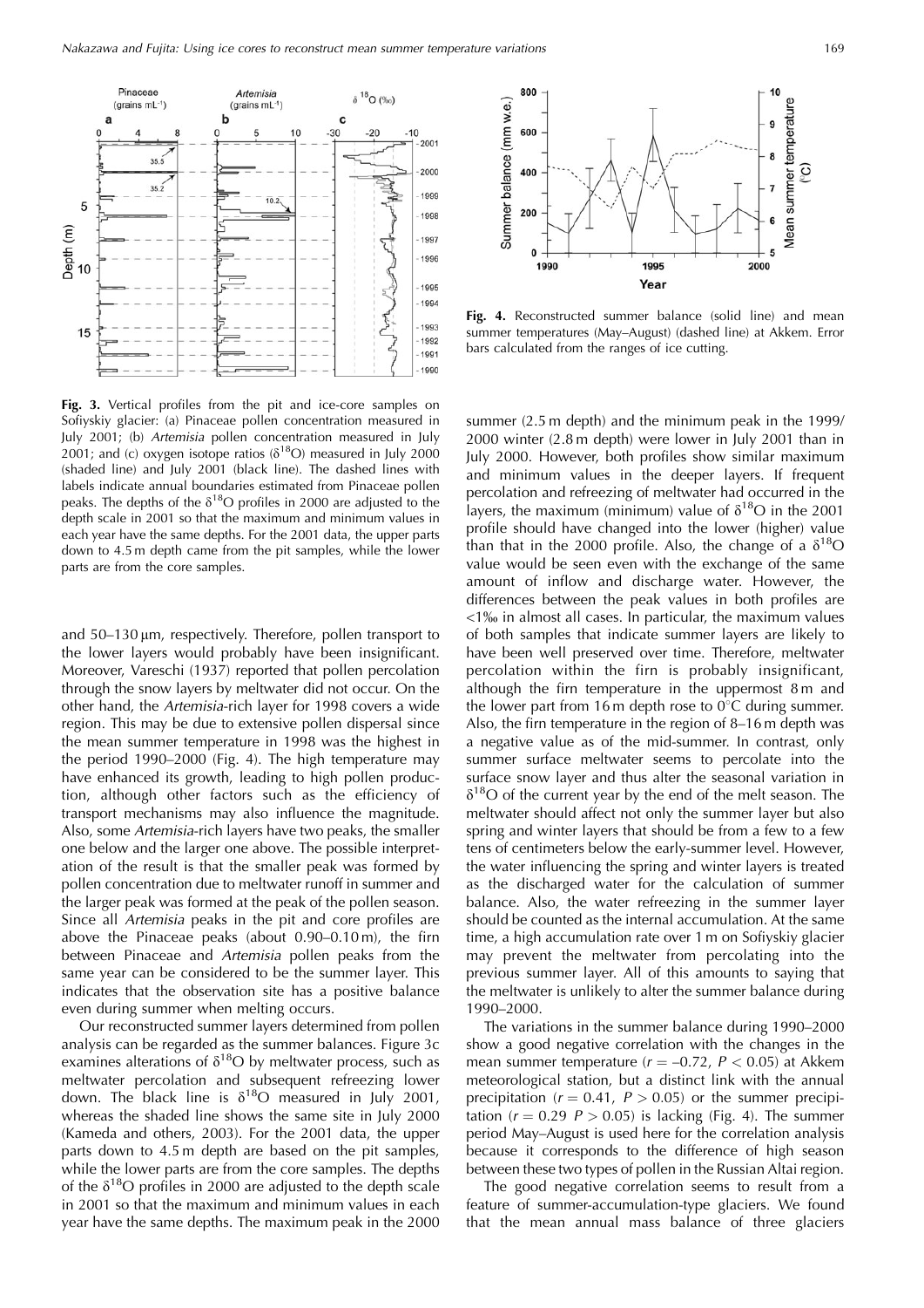**Fig. 3.** Vertical profiles from the pit and ice-core samples on Sofiyskiy glacier: (a) Pinaceae pollen concentration measured in July 2001; (b) *Artemisia* pollen concentration measured in July 2001; and (c) oxygen isotope ratios ($\delta^{18}$O) measured in July 2000 (shaded line) and July 2001 (black line). The dashed lines with labels indicate annual boundaries estimated from Pinaceae pollen peaks. The depths of the $\delta^{18}$O profiles in 2000 are adjusted to the depth scale in 2001 so that the maximum and minimum values in each year have the same depths. For the 2001 data, the upper parts down to 4.5 m depth came from the pit samples, while the lower parts are from the core samples.

**Fig. 4.** Reconstructed summer balance (solid line) and mean summer temperatures (May–August) (dashed line) at Akkem. Error bars calculated from the ranges of ice cutting.

and 50–130 µm, respectively. Therefore, pollen transport to the lower layers would probably have been insignificant. Moreover, Vareschi (1937) reported that pollen percolation through the snow layers by meltwater did not occur. On the other hand, the *Artemisia*-rich layer for 1998 covers a wide region. This may be due to extensive pollen dispersal since the mean summer temperature in 1998 was the highest in the period 1990–2000 (Fig. 4). The high temperature may have enhanced its growth, leading to high pollen production, although other factors such as the efficiency of transport mechanisms may also influence the magnitude. Also, some *Artemisia*-rich layers have two peaks, the smaller one below and the larger one above. The possible interpretation of the result is that the smaller peak was formed by pollen concentration due to meltwater runoff in summer and the larger peak was formed at the peak of the pollen season. Since all *Artemisia* peaks in the pit and core profiles are above the Pinaceae peaks (about 0.90–0.10 m), the firn between Pinaceae and *Artemisia* pollen peaks from the same year can be considered to be the summer layer. This indicates that the observation site has a positive balance even during summer when melting occurs.

Our reconstructed summer layers determined from pollen analysis can be regarded as the summer balances. Figure 3c examines alterations of $\delta^{18}$O by meltwater process, such as meltwater percolation and subsequent refreezing lower down. The black line is $\delta^{18}$O measured in July 2001, whereas the shaded line shows the same site in July 2000 (Kameda and others, 2003). For the 2001 data, the upper parts down to 4.5 m depth are based on the pit samples, while the lower parts are from the core samples. The depths of the $\delta^{18}$O profiles in 2000 are adjusted to the depth scale in 2001 so that the maximum and minimum values in each year have the same depths. The maximum peak in the 2000 summer (2.5 m depth) and the minimum peak in the 1999/2000 winter (2.8 m depth) were lower in July 2001 than in July 2000. However, both profiles show similar maximum and minimum values in the deeper layers. If frequent percolation and refreezing of meltwater had occurred in the layers, the maximum (minimum) value of $\delta^{18}$O in the 2001 profile should have changed into the lower (higher) value than that in the 2000 profile. Also, the change of a $\delta^{18}$O value would be seen even with the exchange of the same amount of inflow and discharge water. However, the differences between the peak values in both profiles are <1‰ in almost all cases. In particular, the maximum values of both samples that indicate summer layers are likely to have been well preserved over time. Therefore, meltwater percolation within the firn is probably insignificant, although the firn temperature in the uppermost 8 m and the lower part from 16 m depth rose to 0°C during summer. Also, the firn temperature in the region of 8–16 m depth was a negative value as of the mid-summer. In contrast, only summer surface meltwater seems to percolate into the surface snow layer and thus alter the seasonal variation in $\delta^{18}$O of the current year by the end of the melt season. The meltwater should affect not only the summer layer but also spring and winter layers that should be from a few to a few tens of centimeters below the early-summer level. However, the water influencing the spring and winter layers is treated as the discharged water for the calculation of summer balance. Also, the water refreezing in the summer layer should be counted as the internal accumulation. At the same time, a high accumulation rate over 1 m on Sofiyskiy glacier may prevent the meltwater from percolating into the previous summer layer. All of this amounts to saying that the meltwater is unlikely to alter the summer balance during 1990–2000.

The variations in the summer balance during 1990–2000 show a good negative correlation with the changes in the mean summer temperature ($r = -0.72$, $P < 0.05$) at Akkem meteorological station, but a distinct link with the annual precipitation ($r = 0.41$, $P > 0.05$) or the summer precipitation ($r = 0.29$ $P > 0.05$) is lacking (Fig. 4). The summer period May–August is used here for the correlation analysis because it corresponds to the difference of high season between these two types of pollen in the Russian Altai region.

The good negative correlation seems to result from a feature of summer-accumulation-type glaciers. We found that the mean annual mass balance of three glaciers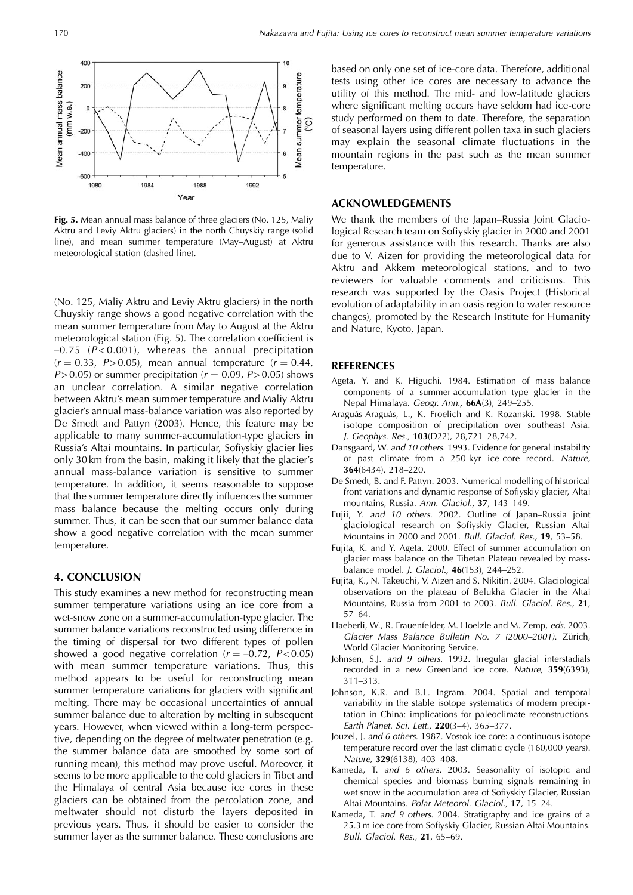Fig. 5. Mean annual mass balance of three glaciers (No. 125, Maliy Aktru and Leviy Aktru glaciers) in the north Chuyskiy range (solid line), and mean summer temperature (May–August) at Aktru meteorological station (dashed line).

(No. 125, Maliy Aktru and Leviy Aktru glaciers) in the north Chuyskiy range shows a good negative correlation with the mean summer temperature from May to August at the Aktru meteorological station (Fig. 5). The correlation coefficient is –0.75 ($P < 0.001$), whereas the annual precipitation ($r = 0.33$, $P > 0.05$), mean annual temperature ($r = 0.44$, $P > 0.05$) or summer precipitation ($r = 0.09$, $P > 0.05$) shows an unclear correlation. A similar negative correlation between Aktru's mean summer temperature and Maliy Aktru glacier's annual mass-balance variation was also reported by De Smedt and Pattyn (2003). Hence, this feature may be applicable to many summer-accumulation-type glaciers in Russia's Altai mountains. In particular, Sofiyskiy glacier lies only 30 km from the basin, making it likely that the glacier's annual mass-balance variation is sensitive to summer temperature. In addition, it seems reasonable to suppose that the summer temperature directly influences the summer mass balance because the melting occurs only during summer. Thus, it can be seen that our summer balance data show a good negative correlation with the mean summer temperature.

## 4. CONCLUSION

This study examines a new method for reconstructing mean summer temperature variations using an ice core from a wet-snow zone on a summer-accumulation-type glacier. The summer balance variations reconstructed using difference in the timing of dispersal for two different types of pollen showed a good negative correlation ($r = -0.72$, $P < 0.05$) with mean summer temperature variations. Thus, this method appears to be useful for reconstructing mean summer temperature variations for glaciers with significant melting. There may be occasional uncertainties of annual summer balance due to alteration by melting in subsequent years. However, when viewed within a long-term perspective, depending on the degree of meltwater penetration (e.g. the summer balance data are smoothed by some sort of running mean), this method may prove useful. Moreover, it seems to be more applicable to the cold glaciers in Tibet and the Himalaya of central Asia because ice cores in these glaciers can be obtained from the percolation zone, and meltwater should not disturb the layers deposited in previous years. Thus, it should be easier to consider the summer layer as the summer balance. These conclusions are based on only one set of ice-core data. Therefore, additional tests using other ice cores are necessary to advance the utility of this method. The mid- and low-latitude glaciers where significant melting occurs have seldom had ice-core study performed on them to date. Therefore, the separation of seasonal layers using different pollen taxa in such glaciers may explain the seasonal climate fluctuations in the mountain regions in the past such as the mean summer temperature.

## ACKNOWLEDGEMENTS

We thank the members of the Japan–Russia Joint Glaciological Research team on Sofiyskiy glacier in 2000 and 2001 for generous assistance with this research. Thanks are also due to V. Aizen for providing the meteorological data for Aktru and Akkem meteorological stations, and to two reviewers for valuable comments and criticisms. This research was supported by the Oasis Project (Historical evolution of adaptability in an oasis region to water resource changes), promoted by the Research Institute for Humanity and Nature, Kyoto, Japan.

## REFERENCES

Ageta, Y. and K. Higuchi. 1984. Estimation of mass balance components of a summer-accumulation type glacier in the Nepal Himalaya. *Geogr. Ann.*, **66A**(3), 249–255.

Araguás-Araguás, L., K. Froelich and K. Rozanski. 1998. Stable isotope composition of precipitation over southeast Asia. *J. Geophys. Res.*, **103**(D22), 28,721–28,742.

Dansgaard, W. *and 10 others*. 1993. Evidence for general instability of past climate from a 250-kyr ice-core record. *Nature*, **364**(6434), 218–220.

De Smedt, B. and F. Pattyn. 2003. Numerical modelling of historical front variations and dynamic response of Sofiyskiy glacier, Altai mountains, Russia. *Ann. Glaciol.*, **37**, 143–149.

Fujii, Y. *and 10 others*. 2002. Outline of Japan–Russia joint glaciological research on Sofiyskiy Glacier, Russian Altai Mountains in 2000 and 2001. *Bull. Glaciol. Res.*, **19**, 53–58.

Fujita, K. and Y. Ageta. 2000. Effect of summer accumulation on glacier mass balance on the Tibetan Plateau revealed by mass-balance model. *J. Glaciol.*, **46**(153), 244–252.

Fujita, K., N. Takeuchi, V. Aizen and S. Nikitin. 2004. Glaciological observations on the plateau of Belukha Glacier in the Altai Mountains, Russia from 2001 to 2003. *Bull. Glaciol. Res.*, **21**, 57–64.

Haeberli, W., R. Frauenfelder, M. Hoelzle and M. Zemp, *eds*. 2003. *Glacier Mass Balance Bulletin No. 7 (2000–2001).* Zürich, World Glacier Monitoring Service.

Johnsen, S.J. *and 9 others*. 1992. Irregular glacial interstadials recorded in a new Greenland ice core. *Nature*, **359**(6393), 311–313.

Johnson, K.R. and B.L. Ingram. 2004. Spatial and temporal variability in the stable isotope systematics of modern precipitation in China: implications for paleoclimate reconstructions. *Earth Planet. Sci. Lett.*, **220**(3–4), 365–377.

Jouzel, J. *and 6 others*. 1987. Vostok ice core: a continuous isotope temperature record over the last climatic cycle (160,000 years). *Nature*, **329**(6138), 403–408.

Kameda, T. *and 6 others*. 2003. Seasonality of isotopic and chemical species and biomass burning signals remaining in wet snow in the accumulation area of Sofiyskiy Glacier, Russian Altai Mountains. *Polar Meteorol. Glaciol.*, **17**, 15–24.

Kameda, T. *and 9 others*. 2004. Stratigraphy and ice grains of a 25.3 m ice core from Sofiyskiy Glacier, Russian Altai Mountains. *Bull. Glaciol. Res.*, **21**, 65–69.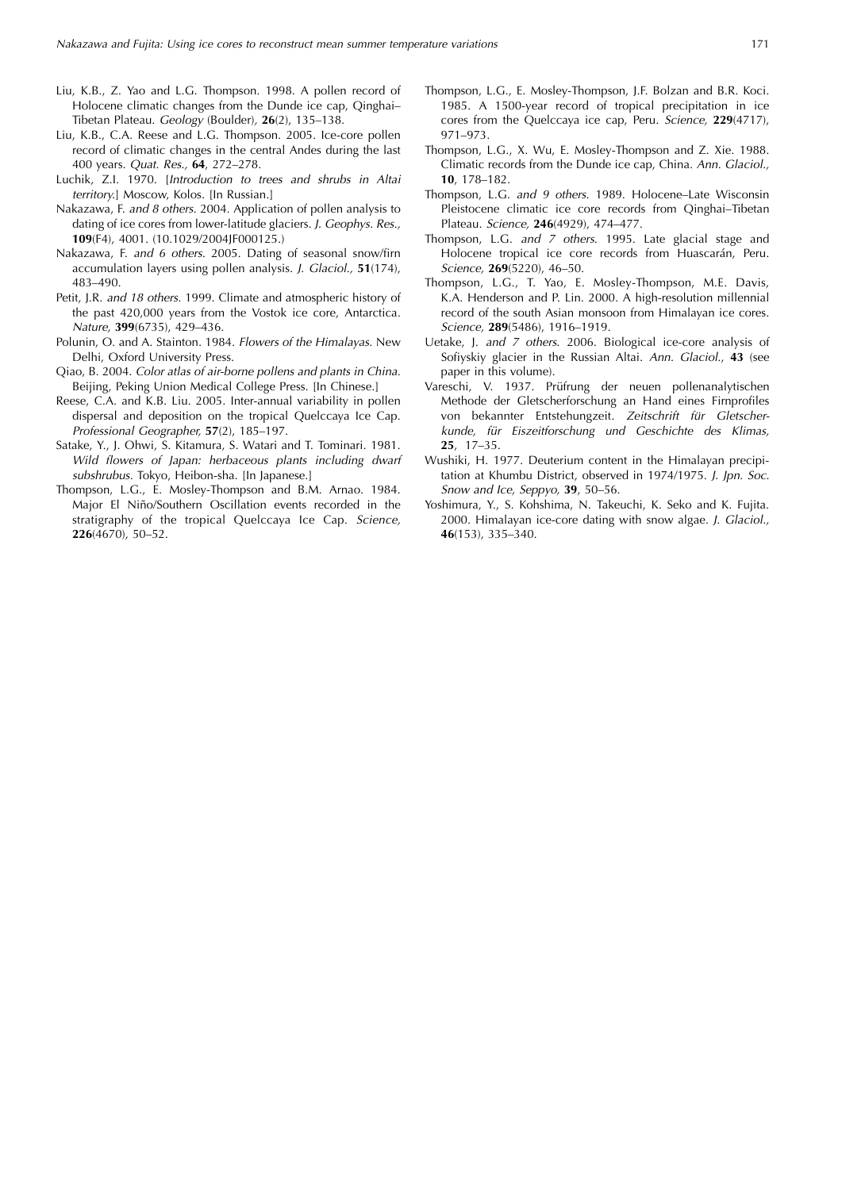Liu, K.B., Z. Yao and L.G. Thompson. 1998. A pollen record of Holocene climatic changes from the Dunde ice cap, Qinghai–Tibetan Plateau. *Geology* (Boulder), **26**(2), 135–138.

Liu, K.B., C.A. Reese and L.G. Thompson. 2005. Ice-core pollen record of climatic changes in the central Andes during the last 400 years. *Quat. Res.,* **64**, 272–278.

Luchik, Z.I. 1970. [*Introduction to trees and shrubs in Altai territory.*] Moscow, Kolos. [In Russian.]

Nakazawa, F. *and 8 others.* 2004. Application of pollen analysis to dating of ice cores from lower-latitude glaciers. *J. Geophys. Res.,* **109**(F4), 4001. (10.1029/2004JF000125.)

Nakazawa, F. *and 6 others.* 2005. Dating of seasonal snow/firn accumulation layers using pollen analysis. *J. Glaciol.,* **51**(174), 483–490.

Petit, J.R. *and 18 others.* 1999. Climate and atmospheric history of the past 420,000 years from the Vostok ice core, Antarctica. *Nature,* **399**(6735), 429–436.

Polunin, O. and A. Stainton. 1984. *Flowers of the Himalayas.* New Delhi, Oxford University Press.

Qiao, B. 2004. *Color atlas of air-borne pollens and plants in China.* Beijing, Peking Union Medical College Press. [In Chinese.]

Reese, C.A. and K.B. Liu. 2005. Inter-annual variability in pollen dispersal and deposition on the tropical Quelccaya Ice Cap. *Professional Geographer,* **57**(2), 185–197.

Satake, Y., J. Ohwi, S. Kitamura, S. Watari and T. Tominari. 1981. *Wild flowers of Japan: herbaceous plants including dwarf subshrubus.* Tokyo, Heibon-sha. [In Japanese.]

Thompson, L.G., E. Mosley-Thompson and B.M. Arnao. 1984. Major El Niño/Southern Oscillation events recorded in the stratigraphy of the tropical Quelccaya Ice Cap. *Science,* **226**(4670), 50–52.

Thompson, L.G., E. Mosley-Thompson, J.F. Bolzan and B.R. Koci. 1985. A 1500-year record of tropical precipitation in ice cores from the Quelccaya ice cap, Peru. *Science,* **229**(4717), 971–973.

Thompson, L.G., X. Wu, E. Mosley-Thompson and Z. Xie. 1988. Climatic records from the Dunde ice cap, China. *Ann. Glaciol.,* **10**, 178–182.

Thompson, L.G. *and 9 others.* 1989. Holocene–Late Wisconsin Pleistocene climatic ice core records from Qinghai–Tibetan Plateau. *Science,* **246**(4929), 474–477.

Thompson, L.G. *and 7 others.* 1995. Late glacial stage and Holocene tropical ice core records from Huascarán, Peru. *Science,* **269**(5220), 46–50.

Thompson, L.G., T. Yao, E. Mosley-Thompson, M.E. Davis, K.A. Henderson and P. Lin. 2000. A high-resolution millennial record of the south Asian monsoon from Himalayan ice cores. *Science,* **289**(5486), 1916–1919.

Uetake, J. *and 7 others.* 2006. Biological ice-core analysis of Sofiyskiy glacier in the Russian Altai. *Ann. Glaciol.,* **43** (see paper in this volume).

Vareschi, V. 1937. Prüfrung der neuen pollenanalytischen Methode der Gletscherforschung an Hand eines Firnprofiles von bekannter Entstehungzeit. *Zeitschrift für Gletscherkunde, für Eiszeitforschung und Geschichte des Klimas,* **25**, 17–35.

Wushiki, H. 1977. Deuterium content in the Himalayan precipitation at Khumbu District, observed in 1974/1975. *J. Jpn. Soc. Snow and Ice, Seppyo,* **39**, 50–56.

Yoshimura, Y., S. Kohshima, N. Takeuchi, K. Seko and K. Fujita. 2000. Himalayan ice-core dating with snow algae. *J. Glaciol.,* **46**(153), 335–340.